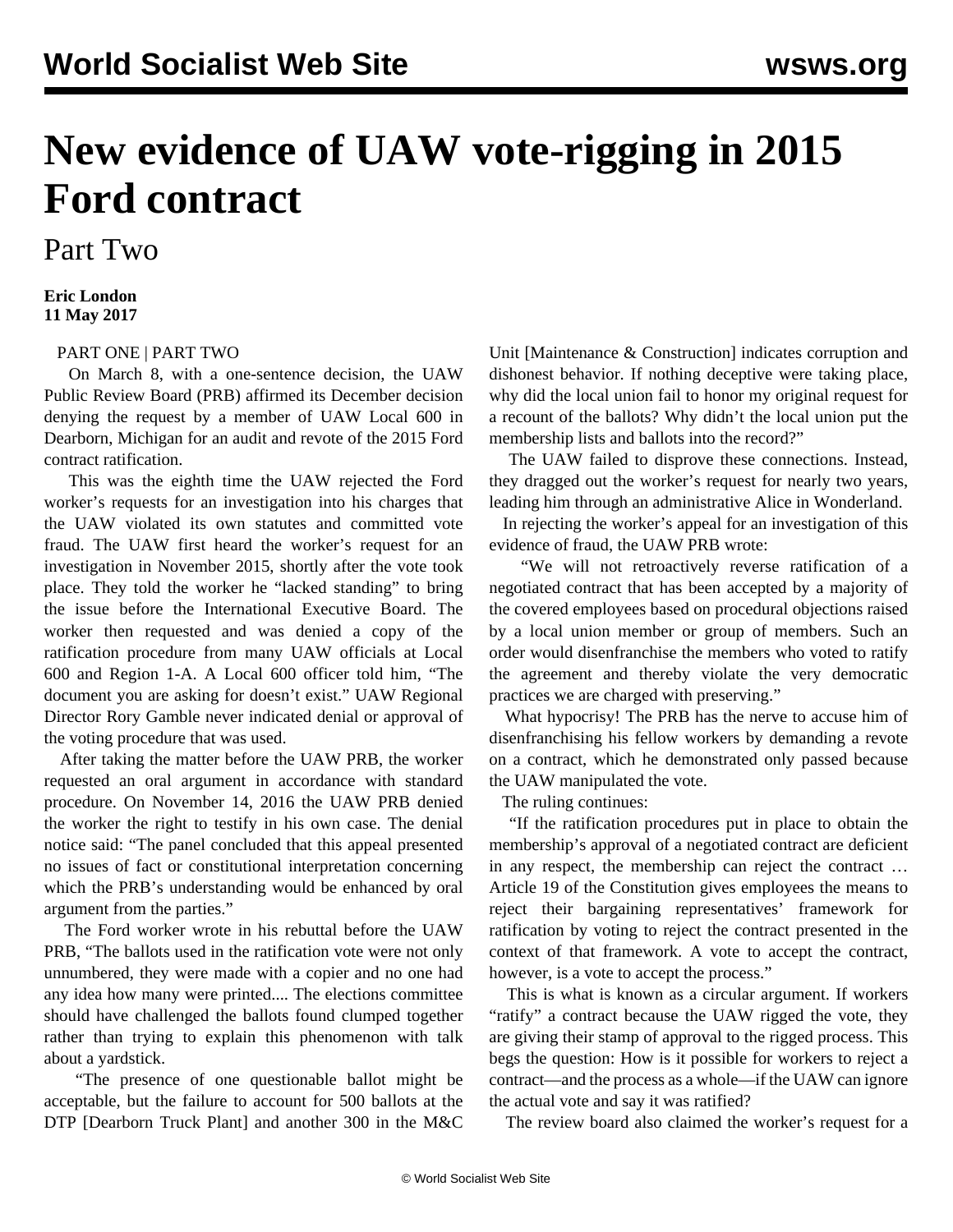# New evidence of UAW vote-rigging in 2015 Ford contract

## Part Two

**Eric London**
**11 May 2017**

PART ONE | PART TWO

On March 8, with a one-sentence decision, the UAW Public Review Board (PRB) affirmed its December decision denying the request by a member of UAW Local 600 in Dearborn, Michigan for an audit and revote of the 2015 Ford contract ratification.

This was the eighth time the UAW rejected the Ford worker's requests for an investigation into his charges that the UAW violated its own statutes and committed vote fraud. The UAW first heard the worker's request for an investigation in November 2015, shortly after the vote took place. They told the worker he "lacked standing" to bring the issue before the International Executive Board. The worker then requested and was denied a copy of the ratification procedure from many UAW officials at Local 600 and Region 1-A. A Local 600 officer told him, "The document you are asking for doesn't exist." UAW Regional Director Rory Gamble never indicated denial or approval of the voting procedure that was used.

After taking the matter before the UAW PRB, the worker requested an oral argument in accordance with standard procedure. On November 14, 2016 the UAW PRB denied the worker the right to testify in his own case. The denial notice said: "The panel concluded that this appeal presented no issues of fact or constitutional interpretation concerning which the PRB's understanding would be enhanced by oral argument from the parties."

The Ford worker wrote in his rebuttal before the UAW PRB, "The ballots used in the ratification vote were not only unnumbered, they were made with a copier and no one had any idea how many were printed.... The elections committee should have challenged the ballots found clumped together rather than trying to explain this phenomenon with talk about a yardstick.

"The presence of one questionable ballot might be acceptable, but the failure to account for 500 ballots at the DTP [Dearborn Truck Plant] and another 300 in the M&C Unit [Maintenance & Construction] indicates corruption and dishonest behavior. If nothing deceptive were taking place, why did the local union fail to honor my original request for a recount of the ballots? Why didn't the local union put the membership lists and ballots into the record?"

The UAW failed to disprove these connections. Instead, they dragged out the worker's request for nearly two years, leading him through an administrative Alice in Wonderland.

In rejecting the worker's appeal for an investigation of this evidence of fraud, the UAW PRB wrote:

"We will not retroactively reverse ratification of a negotiated contract that has been accepted by a majority of the covered employees based on procedural objections raised by a local union member or group of members. Such an order would disenfranchise the members who voted to ratify the agreement and thereby violate the very democratic practices we are charged with preserving."

What hypocrisy! The PRB has the nerve to accuse him of disenfranchising his fellow workers by demanding a revote on a contract, which he demonstrated only passed because the UAW manipulated the vote.

The ruling continues:

"If the ratification procedures put in place to obtain the membership's approval of a negotiated contract are deficient in any respect, the membership can reject the contract … Article 19 of the Constitution gives employees the means to reject their bargaining representatives' framework for ratification by voting to reject the contract presented in the context of that framework. A vote to accept the contract, however, is a vote to accept the process."

This is what is known as a circular argument. If workers "ratify" a contract because the UAW rigged the vote, they are giving their stamp of approval to the rigged process. This begs the question: How is it possible for workers to reject a contract—and the process as a whole—if the UAW can ignore the actual vote and say it was ratified?

The review board also claimed the worker's request for a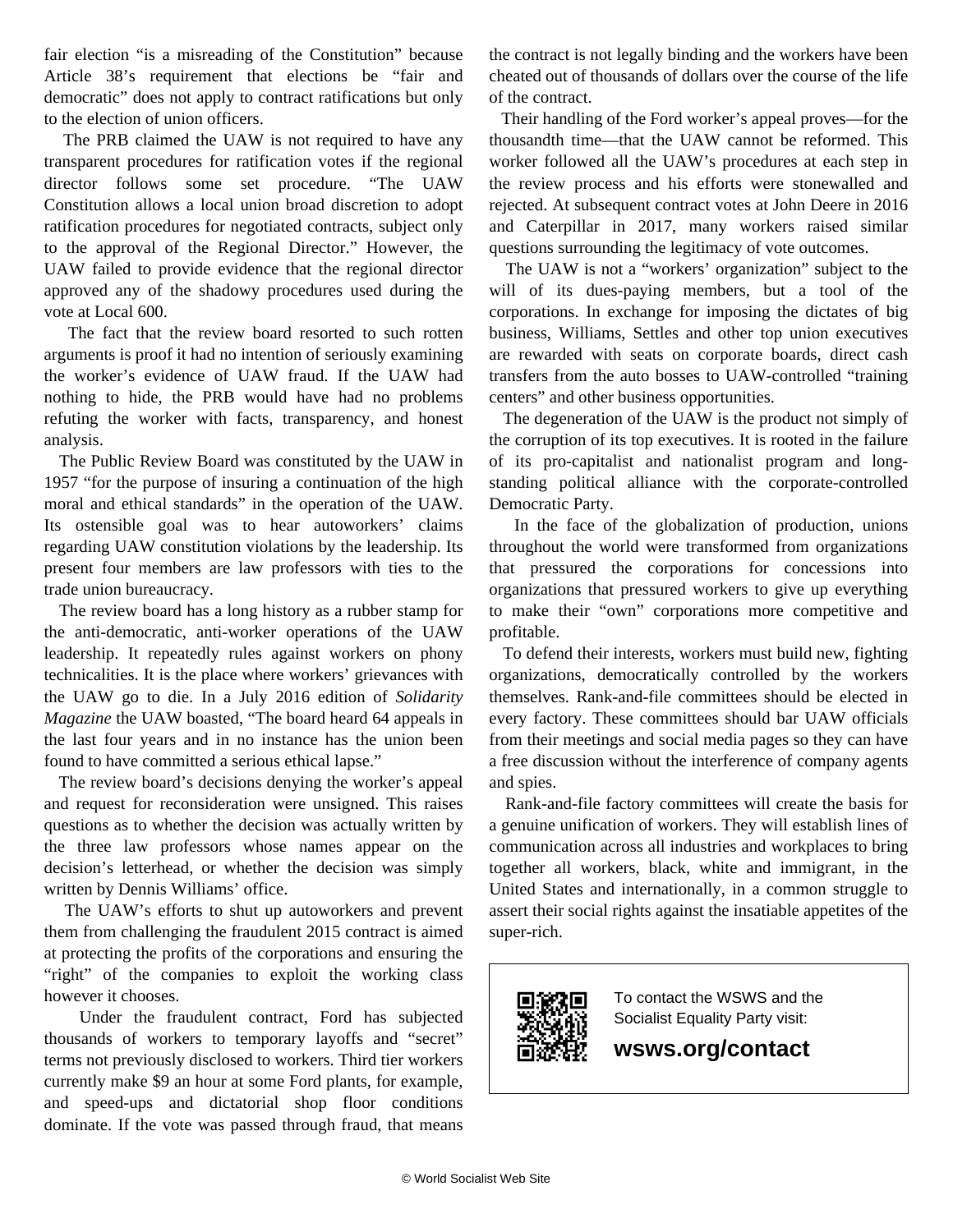fair election "is a misreading of the Constitution" because Article 38's requirement that elections be "fair and democratic" does not apply to contract ratifications but only to the election of union officers.

The PRB claimed the UAW is not required to have any transparent procedures for ratification votes if the regional director follows some set procedure. "The UAW Constitution allows a local union broad discretion to adopt ratification procedures for negotiated contracts, subject only to the approval of the Regional Director." However, the UAW failed to provide evidence that the regional director approved any of the shadowy procedures used during the vote at Local 600.

The fact that the review board resorted to such rotten arguments is proof it had no intention of seriously examining the worker's evidence of UAW fraud. If the UAW had nothing to hide, the PRB would have had no problems refuting the worker with facts, transparency, and honest analysis.

The Public Review Board was constituted by the UAW in 1957 "for the purpose of insuring a continuation of the high moral and ethical standards" in the operation of the UAW. Its ostensible goal was to hear autoworkers' claims regarding UAW constitution violations by the leadership. Its present four members are law professors with ties to the trade union bureaucracy.

The review board has a long history as a rubber stamp for the anti-democratic, anti-worker operations of the UAW leadership. It repeatedly rules against workers on phony technicalities. It is the place where workers' grievances with the UAW go to die. In a July 2016 edition of *Solidarity Magazine* the UAW boasted, "The board heard 64 appeals in the last four years and in no instance has the union been found to have committed a serious ethical lapse."

The review board's decisions denying the worker's appeal and request for reconsideration were unsigned. This raises questions as to whether the decision was actually written by the three law professors whose names appear on the decision's letterhead, or whether the decision was simply written by Dennis Williams' office.

The UAW's efforts to shut up autoworkers and prevent them from challenging the fraudulent 2015 contract is aimed at protecting the profits of the corporations and ensuring the "right" of the companies to exploit the working class however it chooses.

Under the fraudulent contract, Ford has subjected thousands of workers to temporary layoffs and "secret" terms not previously disclosed to workers. Third tier workers currently make $9 an hour at some Ford plants, for example, and speed-ups and dictatorial shop floor conditions dominate. If the vote was passed through fraud, that means the contract is not legally binding and the workers have been cheated out of thousands of dollars over the course of the life of the contract.

Their handling of the Ford worker's appeal proves—for the thousandth time—that the UAW cannot be reformed. This worker followed all the UAW's procedures at each step in the review process and his efforts were stonewalled and rejected. At subsequent contract votes at John Deere in 2016 and Caterpillar in 2017, many workers raised similar questions surrounding the legitimacy of vote outcomes.

The UAW is not a "workers' organization" subject to the will of its dues-paying members, but a tool of the corporations. In exchange for imposing the dictates of big business, Williams, Settles and other top union executives are rewarded with seats on corporate boards, direct cash transfers from the auto bosses to UAW-controlled "training centers" and other business opportunities.

The degeneration of the UAW is the product not simply of the corruption of its top executives. It is rooted in the failure of its pro-capitalist and nationalist program and long-standing political alliance with the corporate-controlled Democratic Party.

In the face of the globalization of production, unions throughout the world were transformed from organizations that pressured the corporations for concessions into organizations that pressured workers to give up everything to make their "own" corporations more competitive and profitable.

To defend their interests, workers must build new, fighting organizations, democratically controlled by the workers themselves. Rank-and-file committees should be elected in every factory. These committees should bar UAW officials from their meetings and social media pages so they can have a free discussion without the interference of company agents and spies.

Rank-and-file factory committees will create the basis for a genuine unification of workers. They will establish lines of communication across all industries and workplaces to bring together all workers, black, white and immigrant, in the United States and internationally, in a common struggle to assert their social rights against the insatiable appetites of the super-rich.

To contact the WSWS and the Socialist Equality Party visit:

**wsws.org/contact**